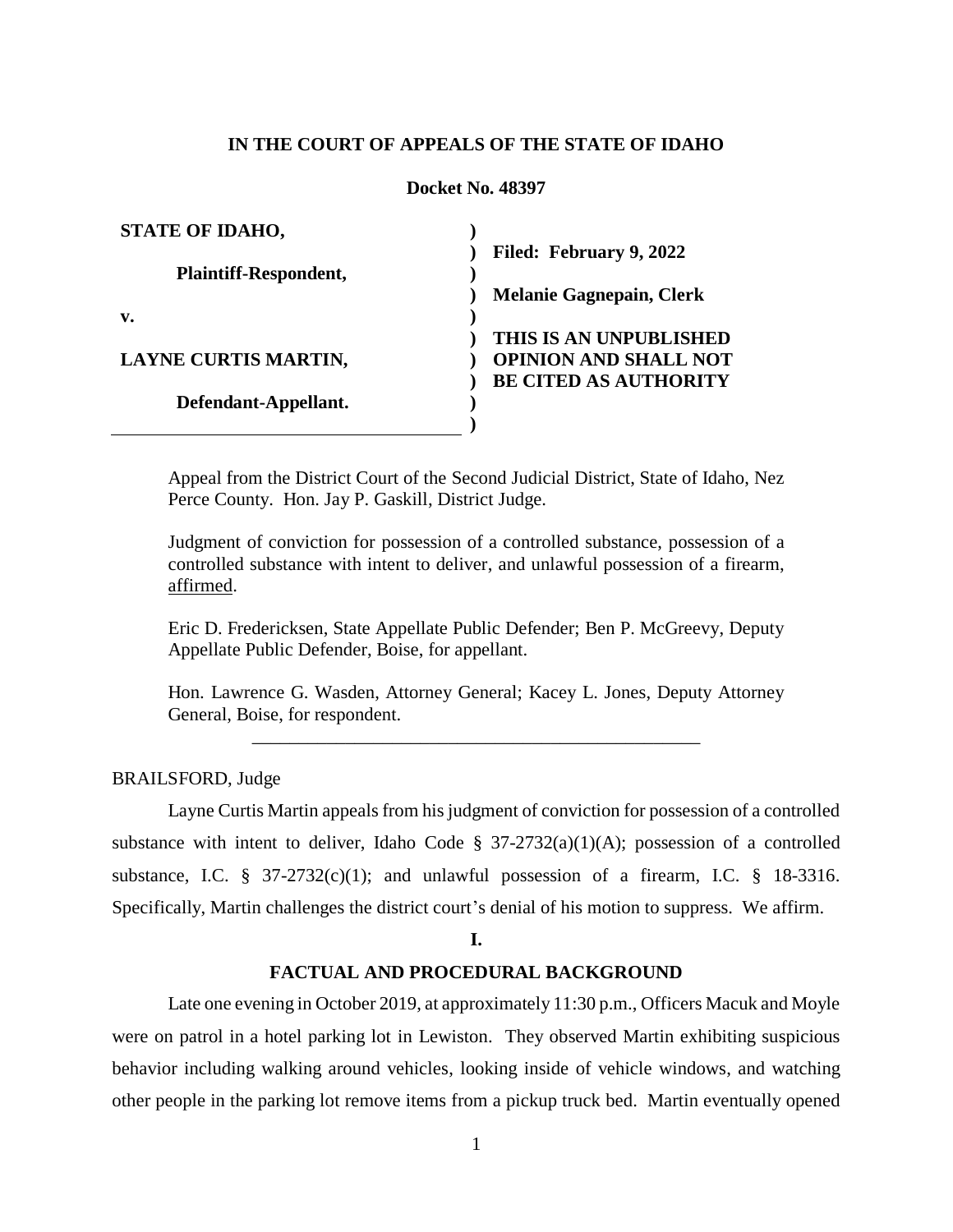**IN THE COURT OF APPEALS OF THE STATE OF IDAHO**

**Docket No. 48397**

| | |
|---|---|
| **STATE OF IDAHO,** | |
| **Plaintiff-Respondent,** | **Filed: February 9, 2022** |
| **v.** | **Melanie Gagnepain, Clerk** |
| **LAYNE CURTIS MARTIN,** | **THIS IS AN UNPUBLISHED OPINION AND SHALL NOT BE CITED AS AUTHORITY** |
| **Defendant-Appellant.** | |

Appeal from the District Court of the Second Judicial District, State of Idaho, Nez Perce County. Hon. Jay P. Gaskill, District Judge.

Judgment of conviction for possession of a controlled substance, possession of a controlled substance with intent to deliver, and unlawful possession of a firearm, affirmed.

Eric D. Fredericksen, State Appellate Public Defender; Ben P. McGreevy, Deputy Appellate Public Defender, Boise, for appellant.

Hon. Lawrence G. Wasden, Attorney General; Kacey L. Jones, Deputy Attorney General, Boise, for respondent.

---

BRAILSFORD, Judge

Layne Curtis Martin appeals from his judgment of conviction for possession of a controlled substance with intent to deliver, Idaho Code § 37-2732(a)(1)(A); possession of a controlled substance, I.C. § 37-2732(c)(1); and unlawful possession of a firearm, I.C. § 18-3316. Specifically, Martin challenges the district court's denial of his motion to suppress. We affirm.

## I.

## FACTUAL AND PROCEDURAL BACKGROUND

Late one evening in October 2019, at approximately 11:30 p.m., Officers Macuk and Moyle were on patrol in a hotel parking lot in Lewiston. They observed Martin exhibiting suspicious behavior including walking around vehicles, looking inside of vehicle windows, and watching other people in the parking lot remove items from a pickup truck bed. Martin eventually opened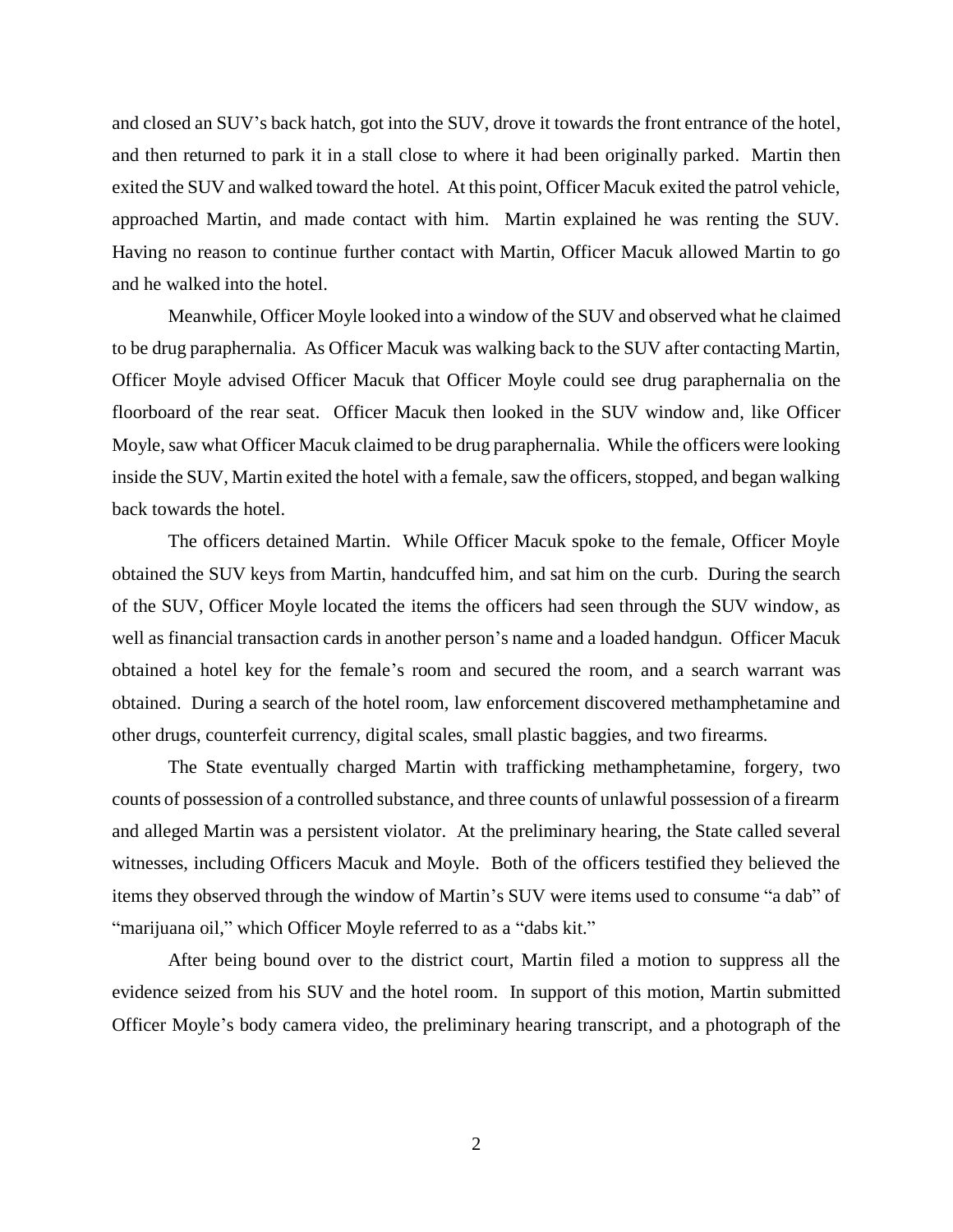and closed an SUV's back hatch, got into the SUV, drove it towards the front entrance of the hotel, and then returned to park it in a stall close to where it had been originally parked. Martin then exited the SUV and walked toward the hotel. At this point, Officer Macuk exited the patrol vehicle, approached Martin, and made contact with him. Martin explained he was renting the SUV. Having no reason to continue further contact with Martin, Officer Macuk allowed Martin to go and he walked into the hotel.

Meanwhile, Officer Moyle looked into a window of the SUV and observed what he claimed to be drug paraphernalia. As Officer Macuk was walking back to the SUV after contacting Martin, Officer Moyle advised Officer Macuk that Officer Moyle could see drug paraphernalia on the floorboard of the rear seat. Officer Macuk then looked in the SUV window and, like Officer Moyle, saw what Officer Macuk claimed to be drug paraphernalia. While the officers were looking inside the SUV, Martin exited the hotel with a female, saw the officers, stopped, and began walking back towards the hotel.

The officers detained Martin. While Officer Macuk spoke to the female, Officer Moyle obtained the SUV keys from Martin, handcuffed him, and sat him on the curb. During the search of the SUV, Officer Moyle located the items the officers had seen through the SUV window, as well as financial transaction cards in another person's name and a loaded handgun. Officer Macuk obtained a hotel key for the female's room and secured the room, and a search warrant was obtained. During a search of the hotel room, law enforcement discovered methamphetamine and other drugs, counterfeit currency, digital scales, small plastic baggies, and two firearms.

The State eventually charged Martin with trafficking methamphetamine, forgery, two counts of possession of a controlled substance, and three counts of unlawful possession of a firearm and alleged Martin was a persistent violator. At the preliminary hearing, the State called several witnesses, including Officers Macuk and Moyle. Both of the officers testified they believed the items they observed through the window of Martin's SUV were items used to consume "a dab" of "marijuana oil," which Officer Moyle referred to as a "dabs kit."

After being bound over to the district court, Martin filed a motion to suppress all the evidence seized from his SUV and the hotel room. In support of this motion, Martin submitted Officer Moyle's body camera video, the preliminary hearing transcript, and a photograph of the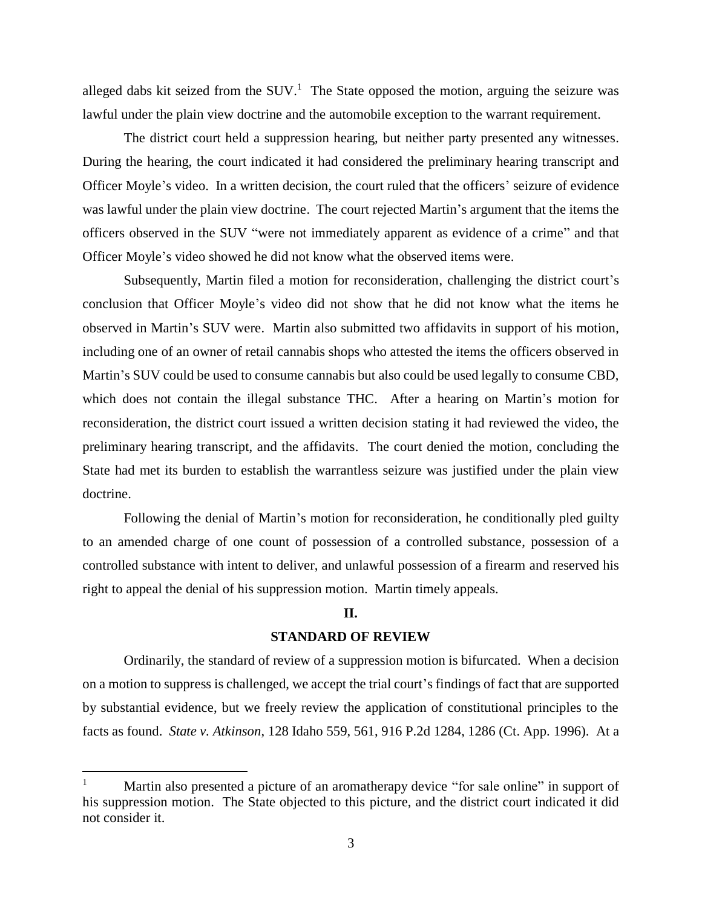alleged dabs kit seized from the SUV.[1] The State opposed the motion, arguing the seizure was lawful under the plain view doctrine and the automobile exception to the warrant requirement.

The district court held a suppression hearing, but neither party presented any witnesses. During the hearing, the court indicated it had considered the preliminary hearing transcript and Officer Moyle's video. In a written decision, the court ruled that the officers' seizure of evidence was lawful under the plain view doctrine. The court rejected Martin's argument that the items the officers observed in the SUV "were not immediately apparent as evidence of a crime" and that Officer Moyle's video showed he did not know what the observed items were.

Subsequently, Martin filed a motion for reconsideration, challenging the district court's conclusion that Officer Moyle's video did not show that he did not know what the items he observed in Martin's SUV were. Martin also submitted two affidavits in support of his motion, including one of an owner of retail cannabis shops who attested the items the officers observed in Martin's SUV could be used to consume cannabis but also could be used legally to consume CBD, which does not contain the illegal substance THC. After a hearing on Martin's motion for reconsideration, the district court issued a written decision stating it had reviewed the video, the preliminary hearing transcript, and the affidavits. The court denied the motion, concluding the State had met its burden to establish the warrantless seizure was justified under the plain view doctrine.

Following the denial of Martin's motion for reconsideration, he conditionally pled guilty to an amended charge of one count of possession of a controlled substance, possession of a controlled substance with intent to deliver, and unlawful possession of a firearm and reserved his right to appeal the denial of his suppression motion. Martin timely appeals.

## II.

## STANDARD OF REVIEW

Ordinarily, the standard of review of a suppression motion is bifurcated. When a decision on a motion to suppress is challenged, we accept the trial court's findings of fact that are supported by substantial evidence, but we freely review the application of constitutional principles to the facts as found. *State v. Atkinson*, 128 Idaho 559, 561, 916 P.2d 1284, 1286 (Ct. App. 1996). At a

---

[1] Martin also presented a picture of an aromatherapy device "for sale online" in support of his suppression motion. The State objected to this picture, and the district court indicated it did not consider it.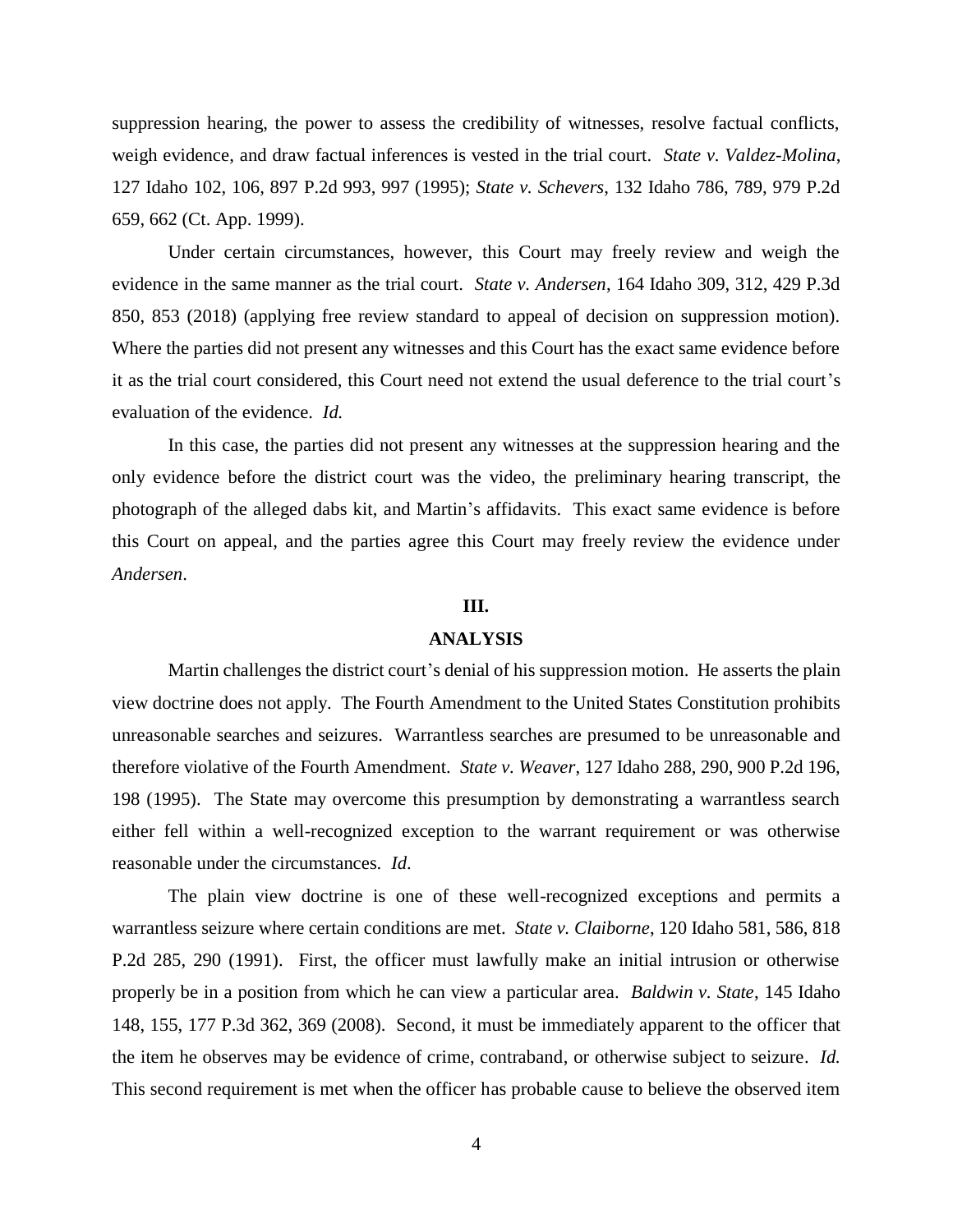suppression hearing, the power to assess the credibility of witnesses, resolve factual conflicts, weigh evidence, and draw factual inferences is vested in the trial court. *State v. Valdez-Molina*, 127 Idaho 102, 106, 897 P.2d 993, 997 (1995); *State v. Schevers*, 132 Idaho 786, 789, 979 P.2d 659, 662 (Ct. App. 1999).

Under certain circumstances, however, this Court may freely review and weigh the evidence in the same manner as the trial court. *State v. Andersen*, 164 Idaho 309, 312, 429 P.3d 850, 853 (2018) (applying free review standard to appeal of decision on suppression motion). Where the parties did not present any witnesses and this Court has the exact same evidence before it as the trial court considered, this Court need not extend the usual deference to the trial court's evaluation of the evidence. *Id.*

In this case, the parties did not present any witnesses at the suppression hearing and the only evidence before the district court was the video, the preliminary hearing transcript, the photograph of the alleged dabs kit, and Martin's affidavits. This exact same evidence is before this Court on appeal, and the parties agree this Court may freely review the evidence under *Andersen*.

## III.

## ANALYSIS

Martin challenges the district court's denial of his suppression motion. He asserts the plain view doctrine does not apply. The Fourth Amendment to the United States Constitution prohibits unreasonable searches and seizures. Warrantless searches are presumed to be unreasonable and therefore violative of the Fourth Amendment. *State v. Weaver*, 127 Idaho 288, 290, 900 P.2d 196, 198 (1995). The State may overcome this presumption by demonstrating a warrantless search either fell within a well-recognized exception to the warrant requirement or was otherwise reasonable under the circumstances. *Id.*

The plain view doctrine is one of these well-recognized exceptions and permits a warrantless seizure where certain conditions are met. *State v. Claiborne*, 120 Idaho 581, 586, 818 P.2d 285, 290 (1991). First, the officer must lawfully make an initial intrusion or otherwise properly be in a position from which he can view a particular area. *Baldwin v. State*, 145 Idaho 148, 155, 177 P.3d 362, 369 (2008). Second, it must be immediately apparent to the officer that the item he observes may be evidence of crime, contraband, or otherwise subject to seizure. *Id.* This second requirement is met when the officer has probable cause to believe the observed item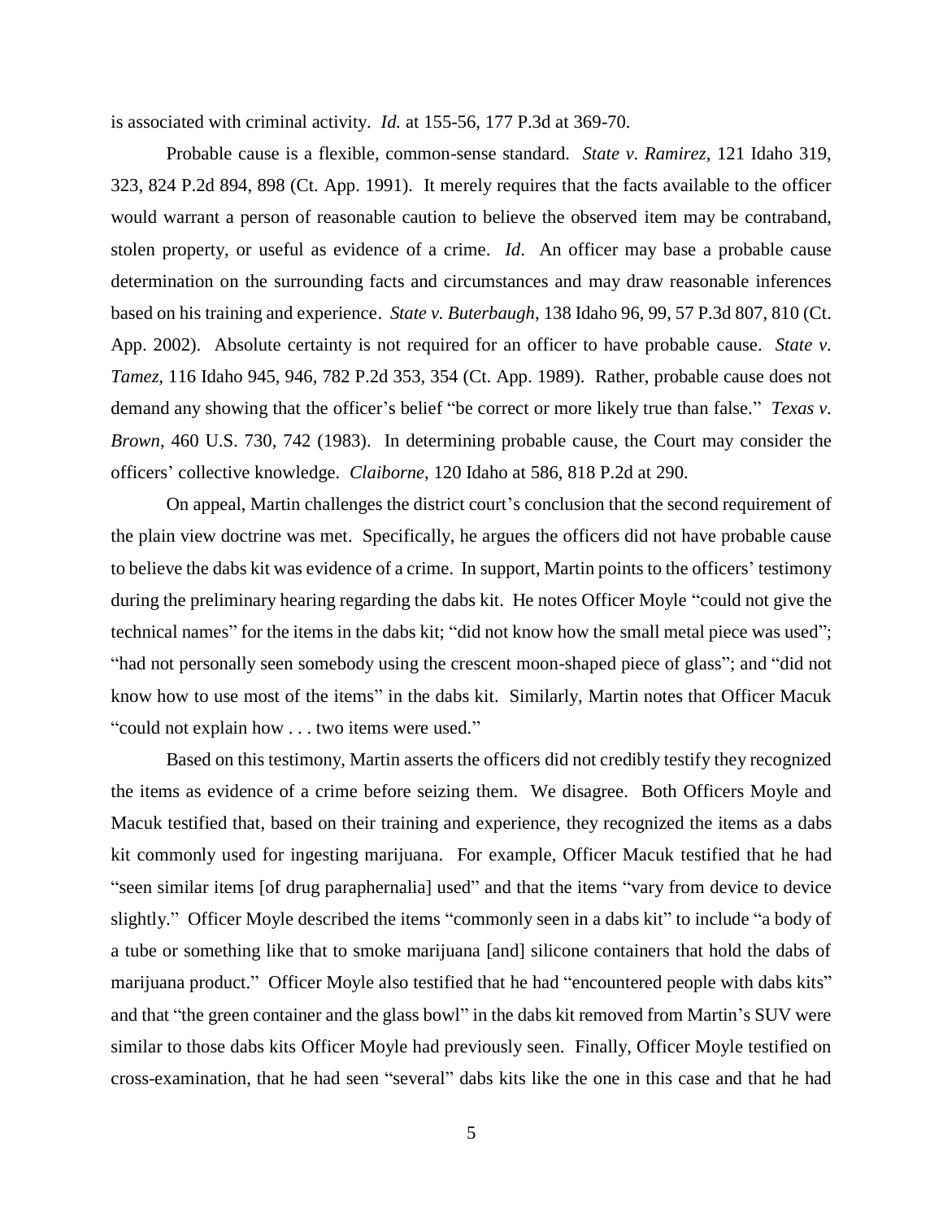is associated with criminal activity. *Id.* at 155-56, 177 P.3d at 369-70.

Probable cause is a flexible, common-sense standard. *State v. Ramirez*, 121 Idaho 319, 323, 824 P.2d 894, 898 (Ct. App. 1991). It merely requires that the facts available to the officer would warrant a person of reasonable caution to believe the observed item may be contraband, stolen property, or useful as evidence of a crime. *Id*. An officer may base a probable cause determination on the surrounding facts and circumstances and may draw reasonable inferences based on his training and experience. *State v. Buterbaugh*, 138 Idaho 96, 99, 57 P.3d 807, 810 (Ct. App. 2002). Absolute certainty is not required for an officer to have probable cause. *State v. Tamez*, 116 Idaho 945, 946, 782 P.2d 353, 354 (Ct. App. 1989). Rather, probable cause does not demand any showing that the officer's belief "be correct or more likely true than false." *Texas v. Brown*, 460 U.S. 730, 742 (1983). In determining probable cause, the Court may consider the officers' collective knowledge. *Claiborne*, 120 Idaho at 586, 818 P.2d at 290.

On appeal, Martin challenges the district court's conclusion that the second requirement of the plain view doctrine was met. Specifically, he argues the officers did not have probable cause to believe the dabs kit was evidence of a crime. In support, Martin points to the officers' testimony during the preliminary hearing regarding the dabs kit. He notes Officer Moyle "could not give the technical names" for the items in the dabs kit; "did not know how the small metal piece was used"; "had not personally seen somebody using the crescent moon-shaped piece of glass"; and "did not know how to use most of the items" in the dabs kit. Similarly, Martin notes that Officer Macuk "could not explain how . . . two items were used."

Based on this testimony, Martin asserts the officers did not credibly testify they recognized the items as evidence of a crime before seizing them. We disagree. Both Officers Moyle and Macuk testified that, based on their training and experience, they recognized the items as a dabs kit commonly used for ingesting marijuana. For example, Officer Macuk testified that he had "seen similar items [of drug paraphernalia] used" and that the items "vary from device to device slightly." Officer Moyle described the items "commonly seen in a dabs kit" to include "a body of a tube or something like that to smoke marijuana [and] silicone containers that hold the dabs of marijuana product." Officer Moyle also testified that he had "encountered people with dabs kits" and that "the green container and the glass bowl" in the dabs kit removed from Martin's SUV were similar to those dabs kits Officer Moyle had previously seen. Finally, Officer Moyle testified on cross-examination, that he had seen "several" dabs kits like the one in this case and that he had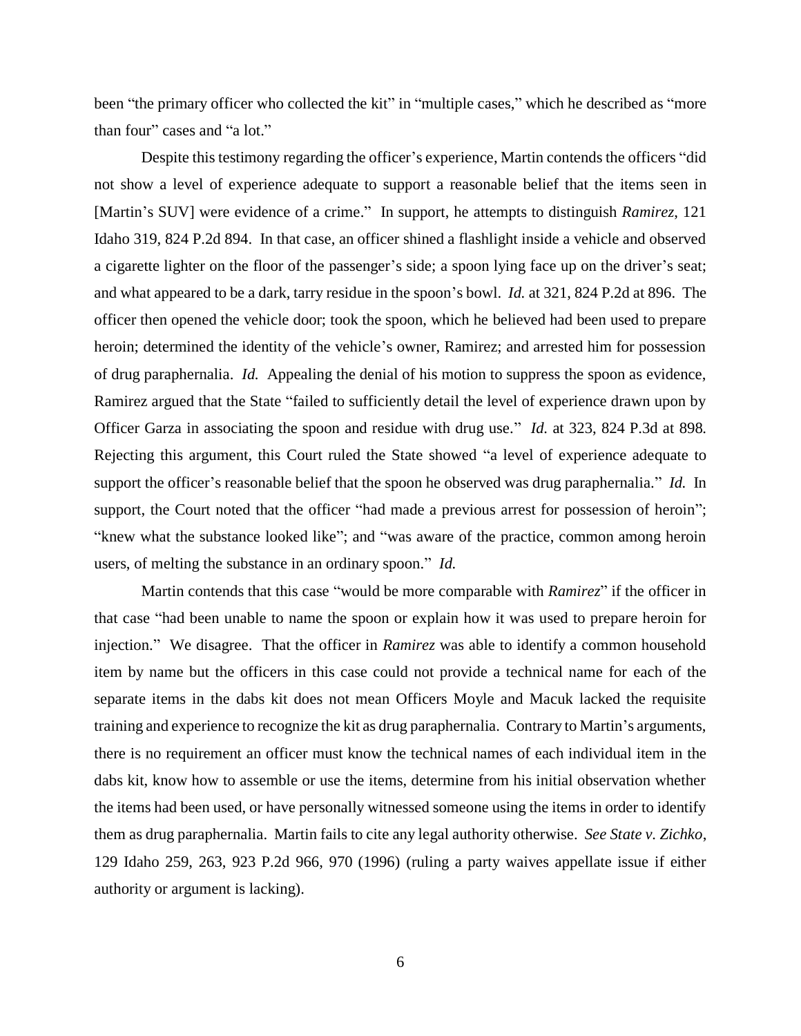been "the primary officer who collected the kit" in "multiple cases," which he described as "more than four" cases and "a lot."

Despite this testimony regarding the officer's experience, Martin contends the officers "did not show a level of experience adequate to support a reasonable belief that the items seen in [Martin's SUV] were evidence of a crime." In support, he attempts to distinguish *Ramirez*, 121 Idaho 319, 824 P.2d 894. In that case, an officer shined a flashlight inside a vehicle and observed a cigarette lighter on the floor of the passenger's side; a spoon lying face up on the driver's seat; and what appeared to be a dark, tarry residue in the spoon's bowl. *Id.* at 321, 824 P.2d at 896. The officer then opened the vehicle door; took the spoon, which he believed had been used to prepare heroin; determined the identity of the vehicle's owner, Ramirez; and arrested him for possession of drug paraphernalia. *Id.* Appealing the denial of his motion to suppress the spoon as evidence, Ramirez argued that the State "failed to sufficiently detail the level of experience drawn upon by Officer Garza in associating the spoon and residue with drug use." *Id.* at 323, 824 P.3d at 898. Rejecting this argument, this Court ruled the State showed "a level of experience adequate to support the officer's reasonable belief that the spoon he observed was drug paraphernalia." *Id.* In support, the Court noted that the officer "had made a previous arrest for possession of heroin"; "knew what the substance looked like"; and "was aware of the practice, common among heroin users, of melting the substance in an ordinary spoon." *Id.*

Martin contends that this case "would be more comparable with *Ramirez*" if the officer in that case "had been unable to name the spoon or explain how it was used to prepare heroin for injection." We disagree. That the officer in *Ramirez* was able to identify a common household item by name but the officers in this case could not provide a technical name for each of the separate items in the dabs kit does not mean Officers Moyle and Macuk lacked the requisite training and experience to recognize the kit as drug paraphernalia. Contrary to Martin's arguments, there is no requirement an officer must know the technical names of each individual item in the dabs kit, know how to assemble or use the items, determine from his initial observation whether the items had been used, or have personally witnessed someone using the items in order to identify them as drug paraphernalia. Martin fails to cite any legal authority otherwise. *See State v. Zichko*, 129 Idaho 259, 263, 923 P.2d 966, 970 (1996) (ruling a party waives appellate issue if either authority or argument is lacking).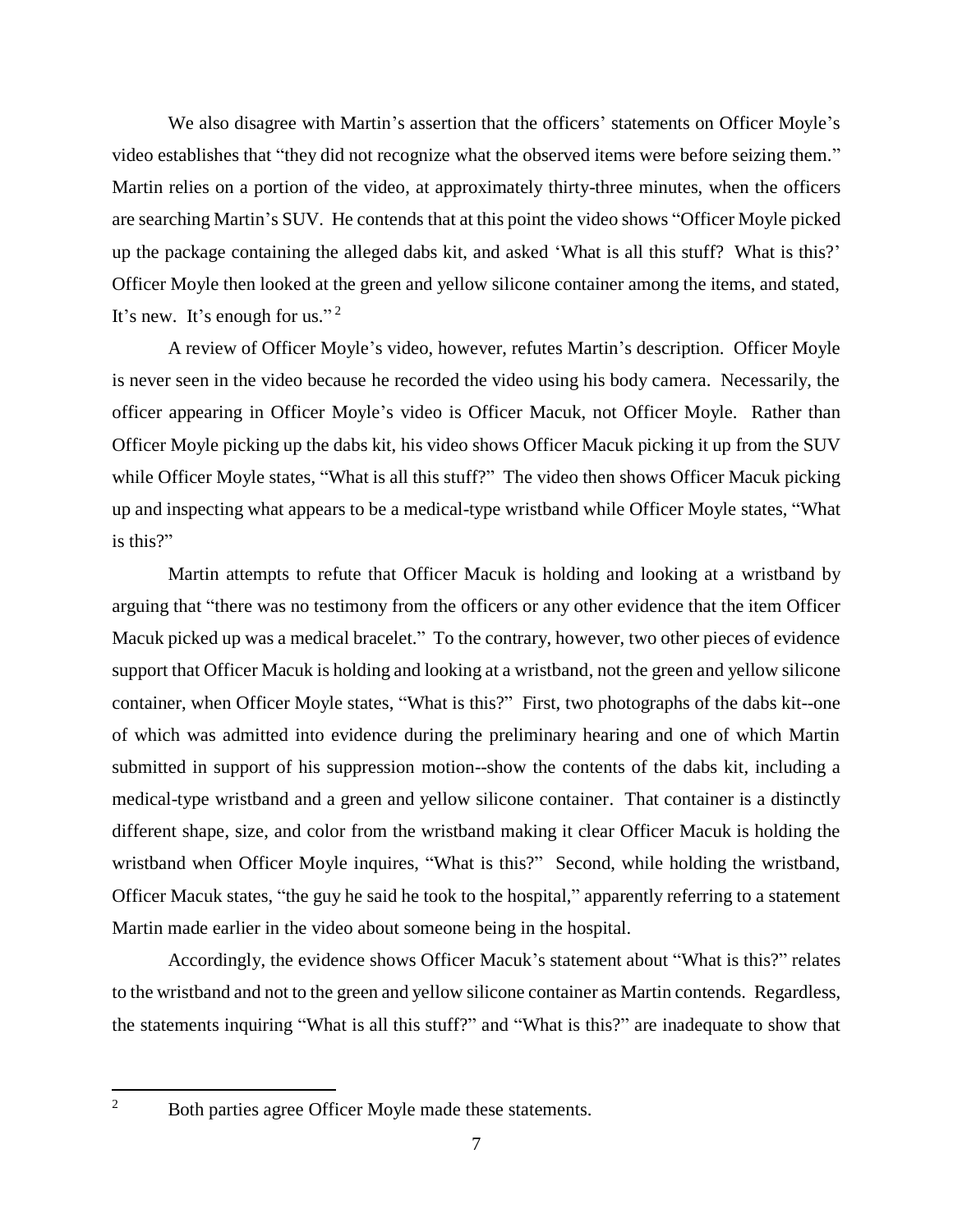We also disagree with Martin's assertion that the officers' statements on Officer Moyle's video establishes that "they did not recognize what the observed items were before seizing them." Martin relies on a portion of the video, at approximately thirty-three minutes, when the officers are searching Martin's SUV. He contends that at this point the video shows "Officer Moyle picked up the package containing the alleged dabs kit, and asked 'What is all this stuff? What is this?' Officer Moyle then looked at the green and yellow silicone container among the items, and stated, It's new. It's enough for us."[2]

A review of Officer Moyle's video, however, refutes Martin's description. Officer Moyle is never seen in the video because he recorded the video using his body camera. Necessarily, the officer appearing in Officer Moyle's video is Officer Macuk, not Officer Moyle. Rather than Officer Moyle picking up the dabs kit, his video shows Officer Macuk picking it up from the SUV while Officer Moyle states, "What is all this stuff?" The video then shows Officer Macuk picking up and inspecting what appears to be a medical-type wristband while Officer Moyle states, "What is this?"

Martin attempts to refute that Officer Macuk is holding and looking at a wristband by arguing that "there was no testimony from the officers or any other evidence that the item Officer Macuk picked up was a medical bracelet." To the contrary, however, two other pieces of evidence support that Officer Macuk is holding and looking at a wristband, not the green and yellow silicone container, when Officer Moyle states, "What is this?" First, two photographs of the dabs kit--one of which was admitted into evidence during the preliminary hearing and one of which Martin submitted in support of his suppression motion--show the contents of the dabs kit, including a medical-type wristband and a green and yellow silicone container. That container is a distinctly different shape, size, and color from the wristband making it clear Officer Macuk is holding the wristband when Officer Moyle inquires, "What is this?" Second, while holding the wristband, Officer Macuk states, "the guy he said he took to the hospital," apparently referring to a statement Martin made earlier in the video about someone being in the hospital.

Accordingly, the evidence shows Officer Macuk's statement about "What is this?" relates to the wristband and not to the green and yellow silicone container as Martin contends. Regardless, the statements inquiring "What is all this stuff?" and "What is this?" are inadequate to show that

---

[2] Both parties agree Officer Moyle made these statements.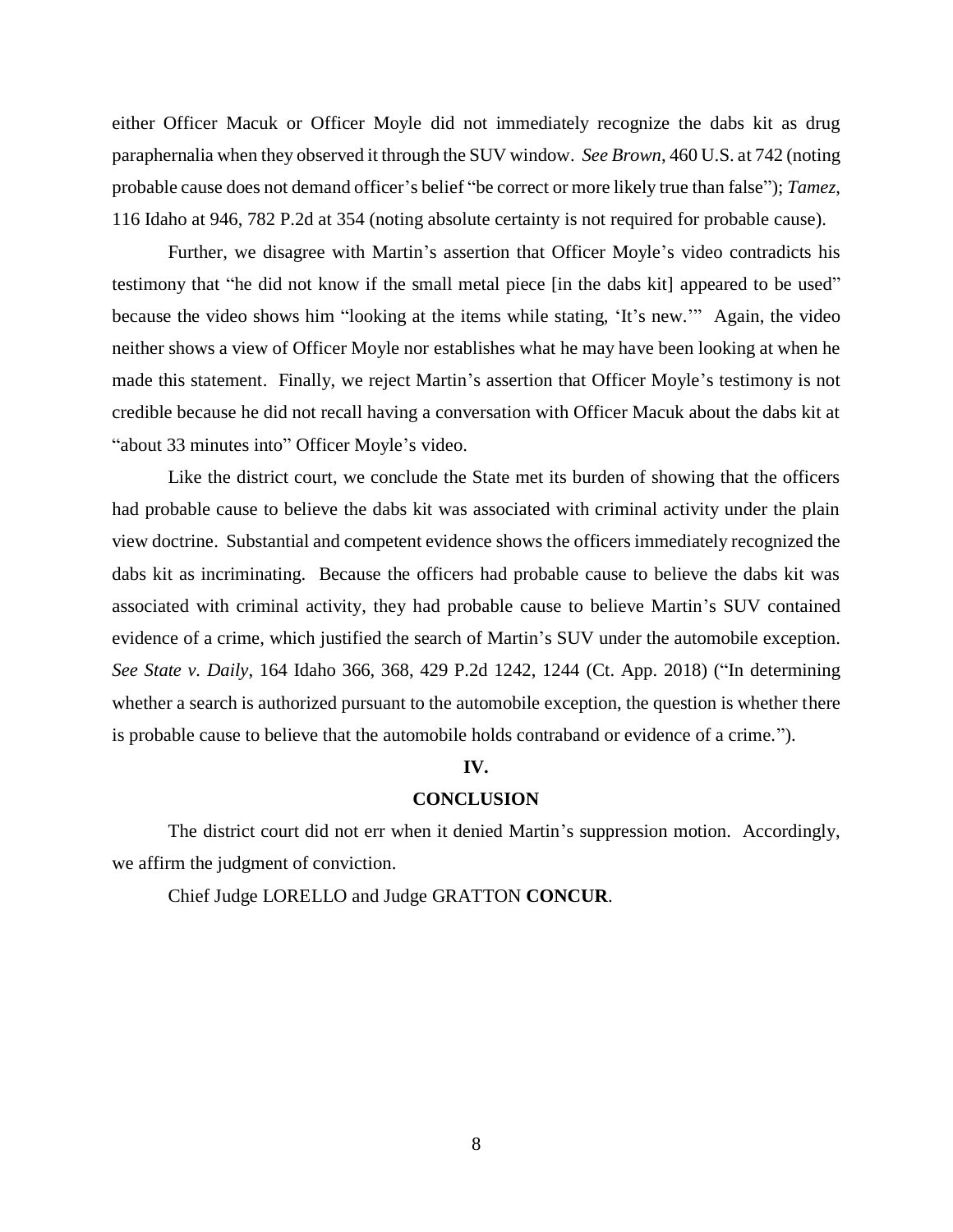either Officer Macuk or Officer Moyle did not immediately recognize the dabs kit as drug paraphernalia when they observed it through the SUV window. *See Brown*, 460 U.S. at 742 (noting probable cause does not demand officer's belief "be correct or more likely true than false"); *Tamez*, 116 Idaho at 946, 782 P.2d at 354 (noting absolute certainty is not required for probable cause).

Further, we disagree with Martin's assertion that Officer Moyle's video contradicts his testimony that "he did not know if the small metal piece [in the dabs kit] appeared to be used" because the video shows him "looking at the items while stating, 'It's new.'" Again, the video neither shows a view of Officer Moyle nor establishes what he may have been looking at when he made this statement. Finally, we reject Martin's assertion that Officer Moyle's testimony is not credible because he did not recall having a conversation with Officer Macuk about the dabs kit at "about 33 minutes into" Officer Moyle's video.

Like the district court, we conclude the State met its burden of showing that the officers had probable cause to believe the dabs kit was associated with criminal activity under the plain view doctrine. Substantial and competent evidence shows the officers immediately recognized the dabs kit as incriminating. Because the officers had probable cause to believe the dabs kit was associated with criminal activity, they had probable cause to believe Martin's SUV contained evidence of a crime, which justified the search of Martin's SUV under the automobile exception. *See State v. Daily*, 164 Idaho 366, 368, 429 P.2d 1242, 1244 (Ct. App. 2018) ("In determining whether a search is authorized pursuant to the automobile exception, the question is whether there is probable cause to believe that the automobile holds contraband or evidence of a crime.").

## IV.

## CONCLUSION

The district court did not err when it denied Martin's suppression motion. Accordingly, we affirm the judgment of conviction.

Chief Judge LORELLO and Judge GRATTON **CONCUR**.